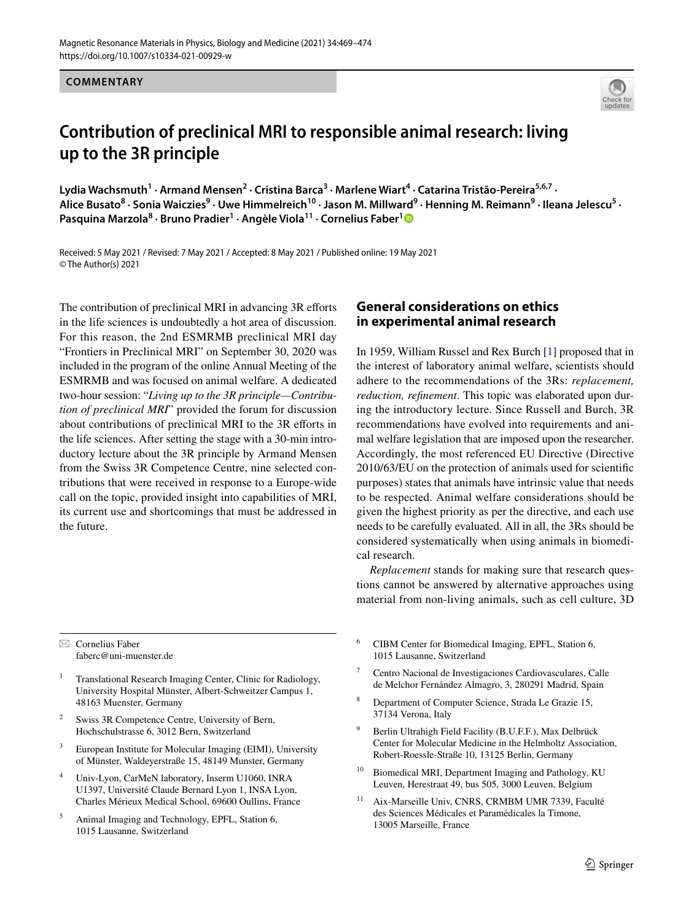**COMMENTARY**

# Contribution of preclinical MRI to responsible animal research: living up to the 3R principle

**Lydia Wachsmuth[1] · Armand Mensen[2] · Cristina Barca[3] · Marlene Wiart[4] · Catarina Tristão-Pereira[5,6,7] · Alice Busato[8] · Sonia Waiczies[9] · Uwe Himmelreich[10] · Jason M. Millward[9] · Henning M. Reimann[9] · Ileana Jelescu[5] · Pasquina Marzola[8] · Bruno Pradier[1] · Angèle Viola[11] · Cornelius Faber[1]**

Received: 5 May 2021 / Revised: 7 May 2021 / Accepted: 8 May 2021 / Published online: 19 May 2021
© The Author(s) 2021

The contribution of preclinical MRI in advancing 3R efforts in the life sciences is undoubtedly a hot area of discussion. For this reason, the 2nd ESMRMB preclinical MRI day "Frontiers in Preclinical MRI" on September 30, 2020 was included in the program of the online Annual Meeting of the ESMRMB and was focused on animal welfare. A dedicated two-hour session: "*Living up to the 3R principle—Contribution of preclinical MRI*" provided the forum for discussion about contributions of preclinical MRI to the 3R efforts in the life sciences. After setting the stage with a 30-min introductory lecture about the 3R principle by Armand Mensen from the Swiss 3R Competence Centre, nine selected contributions that were received in response to a Europe-wide call on the topic, provided insight into capabilities of MRI, its current use and shortcomings that must be addressed in the future.

## General considerations on ethics in experimental animal research

In 1959, William Russel and Rex Burch [1] proposed that in the interest of laboratory animal welfare, scientists should adhere to the recommendations of the 3Rs: *replacement, reduction, refinement*. This topic was elaborated upon during the introductory lecture. Since Russell and Burch, 3R recommendations have evolved into requirements and animal welfare legislation that are imposed upon the researcher. Accordingly, the most referenced EU Directive (Directive 2010/63/EU on the protection of animals used for scientific purposes) states that animals have intrinsic value that needs to be respected. Animal welfare considerations should be given the highest priority as per the directive, and each use needs to be carefully evaluated. All in all, the 3Rs should be considered systematically when using animals in biomedical research.

*Replacement* stands for making sure that research questions cannot be answered by alternative approaches using material from non-living animals, such as cell culture, 3D

---

✉ Cornelius Faber
faberc@uni-muenster.de

1 Translational Research Imaging Center, Clinic for Radiology, University Hospital Münster, Albert-Schweitzer Campus 1, 48163 Muenster, Germany

2 Swiss 3R Competence Centre, University of Bern, Hochschulstrasse 6, 3012 Bern, Switzerland

3 European Institute for Molecular Imaging (EIMI), University of Münster, Waldeyerstraße 15, 48149 Munster, Germany

4 Univ-Lyon, CarMeN laboratory, Inserm U1060, INRA U1397, Université Claude Bernard Lyon 1, INSA Lyon, Charles Mérieux Medical School, 69600 Oullins, France

5 Animal Imaging and Technology, EPFL, Station 6, 1015 Lausanne, Switzerland

6 CIBM Center for Biomedical Imaging, EPFL, Station 6, 1015 Lausanne, Switzerland

7 Centro Nacional de Investigaciones Cardiovasculares, Calle de Melchor Fernández Almagro, 3, 280291 Madrid, Spain

8 Department of Computer Science, Strada Le Grazie 15, 37134 Verona, Italy

9 Berlin Ultrahigh Field Facility (B.U.F.F.), Max Delbrück Center for Molecular Medicine in the Helmholtz Association, Robert-Roessle-Straße 10, 13125 Berlin, Germany

10 Biomedical MRI, Department Imaging and Pathology, KU Leuven, Herestraat 49, bus 505, 3000 Leuven, Belgium

11 Aix-Marseille Univ, CNRS, CRMBM UMR 7339, Faculté des Sciences Médicales et Paramédicales la Timone, 13005 Marseille, France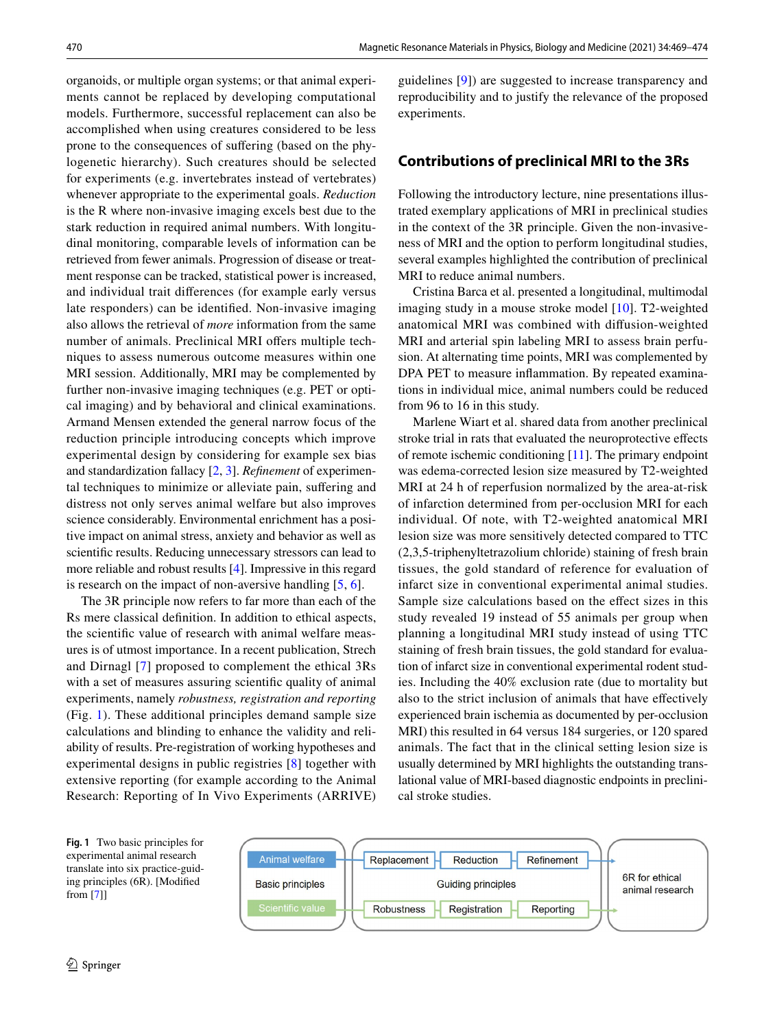organoids, or multiple organ systems; or that animal experiments cannot be replaced by developing computational models. Furthermore, successful replacement can also be accomplished when using creatures considered to be less prone to the consequences of suffering (based on the phylogenetic hierarchy). Such creatures should be selected for experiments (e.g. invertebrates instead of vertebrates) whenever appropriate to the experimental goals. *Reduction* is the R where non-invasive imaging excels best due to the stark reduction in required animal numbers. With longitudinal monitoring, comparable levels of information can be retrieved from fewer animals. Progression of disease or treatment response can be tracked, statistical power is increased, and individual trait differences (for example early versus late responders) can be identified. Non-invasive imaging also allows the retrieval of *more* information from the same number of animals. Preclinical MRI offers multiple techniques to assess numerous outcome measures within one MRI session. Additionally, MRI may be complemented by further non-invasive imaging techniques (e.g. PET or optical imaging) and by behavioral and clinical examinations. Armand Mensen extended the general narrow focus of the reduction principle introducing concepts which improve experimental design by considering for example sex bias and standardization fallacy [2, 3]. *Refinement* of experimental techniques to minimize or alleviate pain, suffering and distress not only serves animal welfare but also improves science considerably. Environmental enrichment has a positive impact on animal stress, anxiety and behavior as well as scientific results. Reducing unnecessary stressors can lead to more reliable and robust results [4]. Impressive in this regard is research on the impact of non-aversive handling [5, 6].

The 3R principle now refers to far more than each of the Rs mere classical definition. In addition to ethical aspects, the scientific value of research with animal welfare measures is of utmost importance. In a recent publication, Strech and Dirnagl [7] proposed to complement the ethical 3Rs with a set of measures assuring scientific quality of animal experiments, namely *robustness, registration and reporting* (Fig. 1). These additional principles demand sample size calculations and blinding to enhance the validity and reliability of results. Pre-registration of working hypotheses and experimental designs in public registries [8] together with extensive reporting (for example according to the Animal Research: Reporting of In Vivo Experiments (ARRIVE) guidelines [9]) are suggested to increase transparency and reproducibility and to justify the relevance of the proposed experiments.

## Contributions of preclinical MRI to the 3Rs

Following the introductory lecture, nine presentations illustrated exemplary applications of MRI in preclinical studies in the context of the 3R principle. Given the non-invasiveness of MRI and the option to perform longitudinal studies, several examples highlighted the contribution of preclinical MRI to reduce animal numbers.

Cristina Barca et al. presented a longitudinal, multimodal imaging study in a mouse stroke model [10]. T2-weighted anatomical MRI was combined with diffusion-weighted MRI and arterial spin labeling MRI to assess brain perfusion. At alternating time points, MRI was complemented by DPA PET to measure inflammation. By repeated examinations in individual mice, animal numbers could be reduced from 96 to 16 in this study.

Marlene Wiart et al. shared data from another preclinical stroke trial in rats that evaluated the neuroprotective effects of remote ischemic conditioning [11]. The primary endpoint was edema-corrected lesion size measured by T2-weighted MRI at 24 h of reperfusion normalized by the area-at-risk of infarction determined from per-occlusion MRI for each individual. Of note, with T2-weighted anatomical MRI lesion size was more sensitively detected compared to TTC (2,3,5-triphenyltetrazolium chloride) staining of fresh brain tissues, the gold standard of reference for evaluation of infarct size in conventional experimental animal studies. Sample size calculations based on the effect sizes in this study revealed 19 instead of 55 animals per group when planning a longitudinal MRI study instead of using TTC staining of fresh brain tissues, the gold standard for evaluation of infarct size in conventional experimental rodent studies. Including the 40% exclusion rate (due to mortality but also to the strict inclusion of animals that have effectively experienced brain ischemia as documented by per-occlusion MRI) this resulted in 64 versus 184 surgeries, or 120 spared animals. The fact that in the clinical setting lesion size is usually determined by MRI highlights the outstanding translational value of MRI-based diagnostic endpoints in preclinical stroke studies.

**Fig. 1** Two basic principles for experimental animal research translate into six practice-guiding principles (6R). [Modified from [7]]

| Basic principles | Guiding principles | | | |
|---|---|---|---|---|
| Animal welfare | Replacement | Reduction | Refinement | 6R for ethical animal research |
| Scientific value | Robustness | Registration | Reporting | |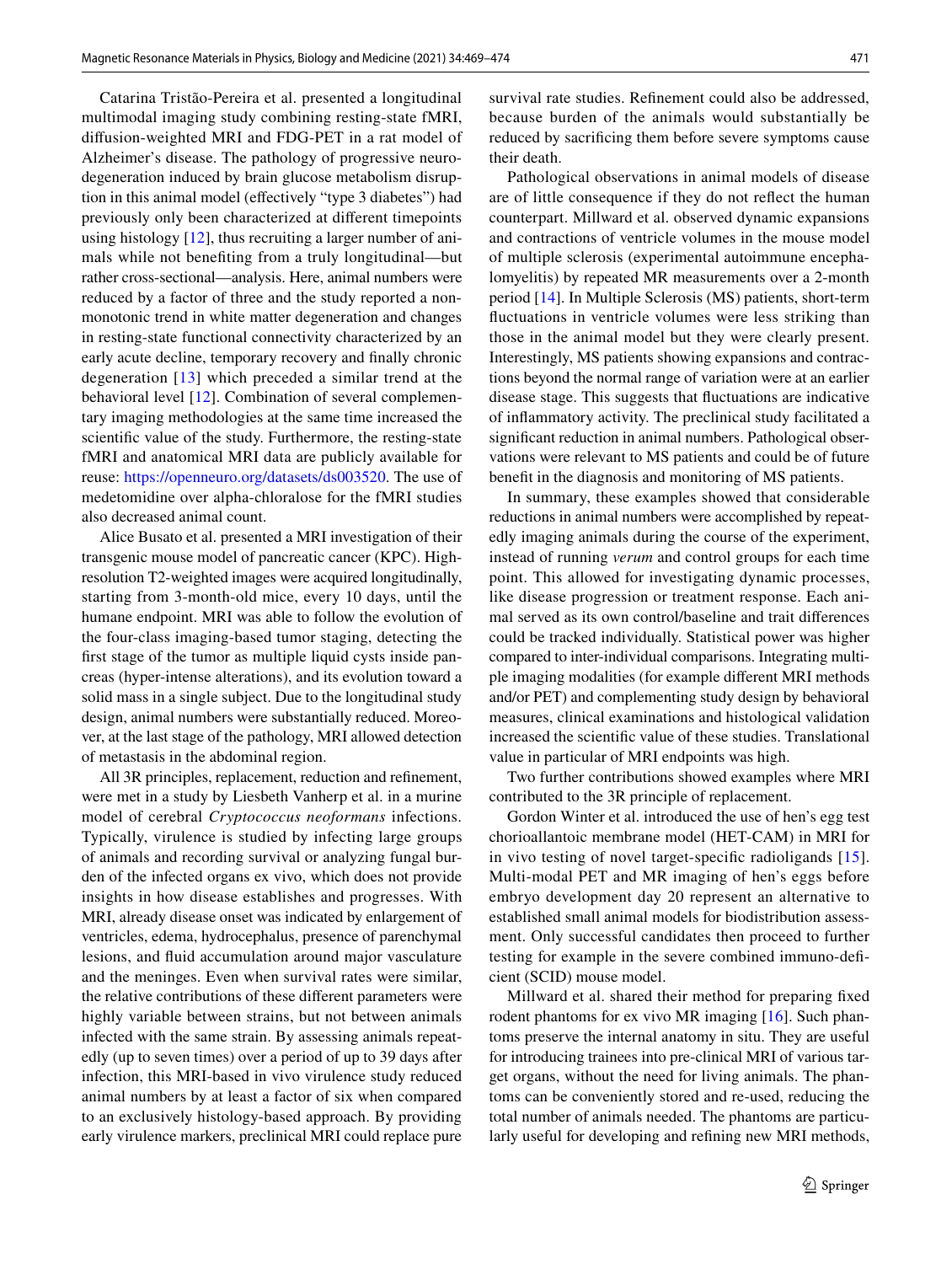Catarina Tristão-Pereira et al. presented a longitudinal multimodal imaging study combining resting-state fMRI, diffusion-weighted MRI and FDG-PET in a rat model of Alzheimer's disease. The pathology of progressive neurodegeneration induced by brain glucose metabolism disruption in this animal model (effectively "type 3 diabetes") had previously only been characterized at different timepoints using histology [12], thus recruiting a larger number of animals while not benefiting from a truly longitudinal—but rather cross-sectional—analysis. Here, animal numbers were reduced by a factor of three and the study reported a non-monotonic trend in white matter degeneration and changes in resting-state functional connectivity characterized by an early acute decline, temporary recovery and finally chronic degeneration [13] which preceded a similar trend at the behavioral level [12]. Combination of several complementary imaging methodologies at the same time increased the scientific value of the study. Furthermore, the resting-state fMRI and anatomical MRI data are publicly available for reuse: https://openneuro.org/datasets/ds003520. The use of medetomidine over alpha-chloralose for the fMRI studies also decreased animal count.

Alice Busato et al. presented a MRI investigation of their transgenic mouse model of pancreatic cancer (KPC). High-resolution T2-weighted images were acquired longitudinally, starting from 3-month-old mice, every 10 days, until the humane endpoint. MRI was able to follow the evolution of the four-class imaging-based tumor staging, detecting the first stage of the tumor as multiple liquid cysts inside pancreas (hyper-intense alterations), and its evolution toward a solid mass in a single subject. Due to the longitudinal study design, animal numbers were substantially reduced. Moreover, at the last stage of the pathology, MRI allowed detection of metastasis in the abdominal region.

All 3R principles, replacement, reduction and refinement, were met in a study by Liesbeth Vanherp et al. in a murine model of cerebral *Cryptococcus neoformans* infections. Typically, virulence is studied by infecting large groups of animals and recording survival or analyzing fungal burden of the infected organs ex vivo, which does not provide insights in how disease establishes and progresses. With MRI, already disease onset was indicated by enlargement of ventricles, edema, hydrocephalus, presence of parenchymal lesions, and fluid accumulation around major vasculature and the meninges. Even when survival rates were similar, the relative contributions of these different parameters were highly variable between strains, but not between animals infected with the same strain. By assessing animals repeatedly (up to seven times) over a period of up to 39 days after infection, this MRI-based in vivo virulence study reduced animal numbers by at least a factor of six when compared to an exclusively histology-based approach. By providing early virulence markers, preclinical MRI could replace pure survival rate studies. Refinement could also be addressed, because burden of the animals would substantially be reduced by sacrificing them before severe symptoms cause their death.

Pathological observations in animal models of disease are of little consequence if they do not reflect the human counterpart. Millward et al. observed dynamic expansions and contractions of ventricle volumes in the mouse model of multiple sclerosis (experimental autoimmune encephalomyelitis) by repeated MR measurements over a 2-month period [14]. In Multiple Sclerosis (MS) patients, short-term fluctuations in ventricle volumes were less striking than those in the animal model but they were clearly present. Interestingly, MS patients showing expansions and contractions beyond the normal range of variation were at an earlier disease stage. This suggests that fluctuations are indicative of inflammatory activity. The preclinical study facilitated a significant reduction in animal numbers. Pathological observations were relevant to MS patients and could be of future benefit in the diagnosis and monitoring of MS patients.

In summary, these examples showed that considerable reductions in animal numbers were accomplished by repeatedly imaging animals during the course of the experiment, instead of running *verum* and control groups for each time point. This allowed for investigating dynamic processes, like disease progression or treatment response. Each animal served as its own control/baseline and trait differences could be tracked individually. Statistical power was higher compared to inter-individual comparisons. Integrating multiple imaging modalities (for example different MRI methods and/or PET) and complementing study design by behavioral measures, clinical examinations and histological validation increased the scientific value of these studies. Translational value in particular of MRI endpoints was high.

Two further contributions showed examples where MRI contributed to the 3R principle of replacement.

Gordon Winter et al. introduced the use of hen's egg test chorioallantoic membrane model (HET-CAM) in MRI for in vivo testing of novel target-specific radioligands [15]. Multi-modal PET and MR imaging of hen's eggs before embryo development day 20 represent an alternative to established small animal models for biodistribution assessment. Only successful candidates then proceed to further testing for example in the severe combined immuno-deficient (SCID) mouse model.

Millward et al. shared their method for preparing fixed rodent phantoms for ex vivo MR imaging [16]. Such phantoms preserve the internal anatomy in situ. They are useful for introducing trainees into pre-clinical MRI of various target organs, without the need for living animals. The phantoms can be conveniently stored and re-used, reducing the total number of animals needed. The phantoms are particularly useful for developing and refining new MRI methods,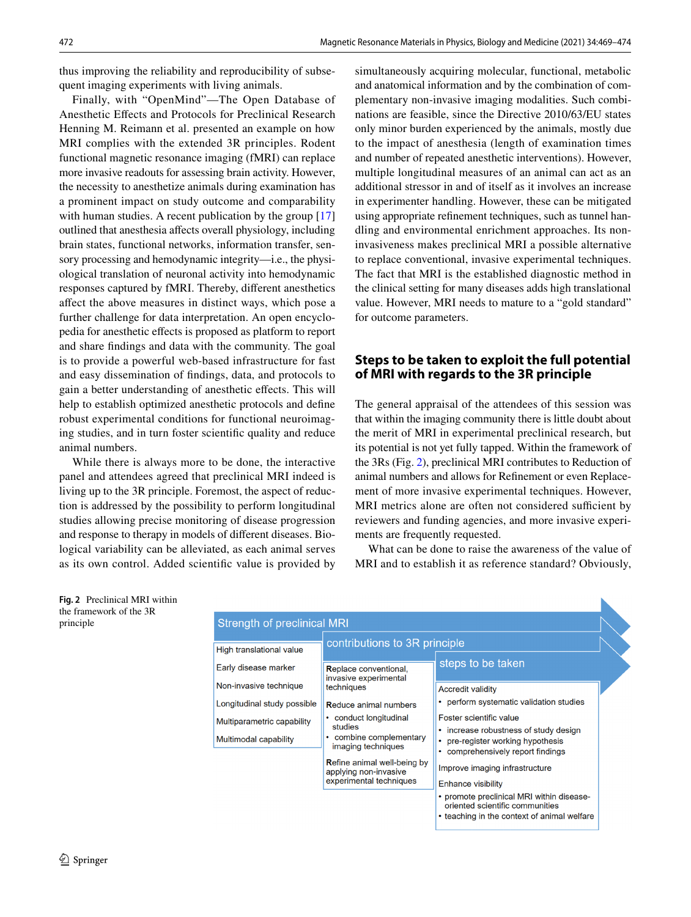thus improving the reliability and reproducibility of subsequent imaging experiments with living animals.

Finally, with "OpenMind"—The Open Database of Anesthetic Effects and Protocols for Preclinical Research Henning M. Reimann et al. presented an example on how MRI complies with the extended 3R principles. Rodent functional magnetic resonance imaging (fMRI) can replace more invasive readouts for assessing brain activity. However, the necessity to anesthetize animals during examination has a prominent impact on study outcome and comparability with human studies. A recent publication by the group [17] outlined that anesthesia affects overall physiology, including brain states, functional networks, information transfer, sensory processing and hemodynamic integrity—i.e., the physiological translation of neuronal activity into hemodynamic responses captured by fMRI. Thereby, different anesthetics affect the above measures in distinct ways, which pose a further challenge for data interpretation. An open encyclopedia for anesthetic effects is proposed as platform to report and share findings and data with the community. The goal is to provide a powerful web-based infrastructure for fast and easy dissemination of findings, data, and protocols to gain a better understanding of anesthetic effects. This will help to establish optimized anesthetic protocols and define robust experimental conditions for functional neuroimaging studies, and in turn foster scientific quality and reduce animal numbers.

While there is always more to be done, the interactive panel and attendees agreed that preclinical MRI indeed is living up to the 3R principle. Foremost, the aspect of reduction is addressed by the possibility to perform longitudinal studies allowing precise monitoring of disease progression and response to therapy in models of different diseases. Biological variability can be alleviated, as each animal serves as its own control. Added scientific value is provided by simultaneously acquiring molecular, functional, metabolic and anatomical information and by the combination of complementary non-invasive imaging modalities. Such combinations are feasible, since the Directive 2010/63/EU states only minor burden experienced by the animals, mostly due to the impact of anesthesia (length of examination times and number of repeated anesthetic interventions). However, multiple longitudinal measures of an animal can act as an additional stressor in and of itself as it involves an increase in experimenter handling. However, these can be mitigated using appropriate refinement techniques, such as tunnel handling and environmental enrichment approaches. Its non-invasiveness makes preclinical MRI a possible alternative to replace conventional, invasive experimental techniques. The fact that MRI is the established diagnostic method in the clinical setting for many diseases adds high translational value. However, MRI needs to mature to a "gold standard" for outcome parameters.

## Steps to be taken to exploit the full potential of MRI with regards to the 3R principle

The general appraisal of the attendees of this session was that within the imaging community there is little doubt about the merit of MRI in experimental preclinical research, but its potential is not yet fully tapped. Within the framework of the 3Rs (Fig. 2), preclinical MRI contributes to Reduction of animal numbers and allows for Refinement or even Replacement of more invasive experimental techniques. However, MRI metrics alone are often not considered sufficient by reviewers and funding agencies, and more invasive experiments are frequently requested.

What can be done to raise the awareness of the value of MRI and to establish it as reference standard? Obviously,

| Strength of preclinical MRI | contributions to 3R principle | steps to be taken |
|---|---|---|
| High translational value | Replace conventional, invasive experimental techniques | Accredit validity<br>• perform systematic validation studies |
| Early disease marker | Reduce animal numbers<br>• conduct longitudinal studies<br>• combine complementary imaging techniques | Foster scientific value<br>• increase robustness of study design<br>• pre-register working hypothesis<br>• comprehensively report findings |
| Non-invasive technique | Refine animal well-being by applying non-invasive experimental techniques | Improve imaging infrastructure |
| Longitudinal study possible | | Enhance visibility<br>• promote preclinical MRI within disease-oriented scientific communities<br>• teaching in the context of animal welfare |
| Multiparametric capability | | |
| Multimodal capability | | |

**Fig. 2** Preclinical MRI within the framework of the 3R principle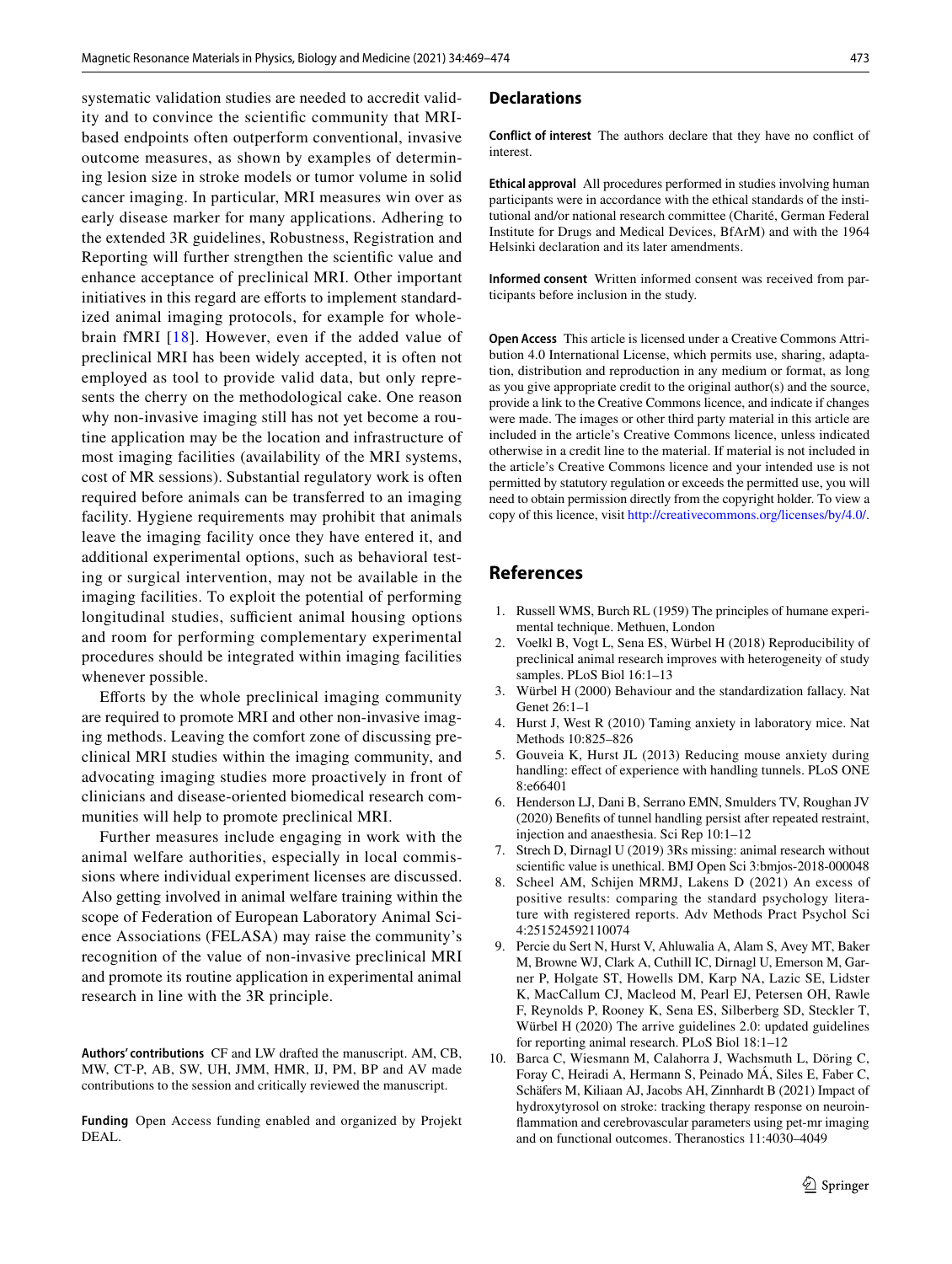systematic validation studies are needed to accredit validity and to convince the scientific community that MRI-based endpoints often outperform conventional, invasive outcome measures, as shown by examples of determining lesion size in stroke models or tumor volume in solid cancer imaging. In particular, MRI measures win over as early disease marker for many applications. Adhering to the extended 3R guidelines, Robustness, Registration and Reporting will further strengthen the scientific value and enhance acceptance of preclinical MRI. Other important initiatives in this regard are efforts to implement standardized animal imaging protocols, for example for whole-brain fMRI [18]. However, even if the added value of preclinical MRI has been widely accepted, it is often not employed as tool to provide valid data, but only represents the cherry on the methodological cake. One reason why non-invasive imaging still has not yet become a routine application may be the location and infrastructure of most imaging facilities (availability of the MRI systems, cost of MR sessions). Substantial regulatory work is often required before animals can be transferred to an imaging facility. Hygiene requirements may prohibit that animals leave the imaging facility once they have entered it, and additional experimental options, such as behavioral testing or surgical intervention, may not be available in the imaging facilities. To exploit the potential of performing longitudinal studies, sufficient animal housing options and room for performing complementary experimental procedures should be integrated within imaging facilities whenever possible.

Efforts by the whole preclinical imaging community are required to promote MRI and other non-invasive imaging methods. Leaving the comfort zone of discussing preclinical MRI studies within the imaging community, and advocating imaging studies more proactively in front of clinicians and disease-oriented biomedical research communities will help to promote preclinical MRI.

Further measures include engaging in work with the animal welfare authorities, especially in local commissions where individual experiment licenses are discussed. Also getting involved in animal welfare training within the scope of Federation of European Laboratory Animal Science Associations (FELASA) may raise the community's recognition of the value of non-invasive preclinical MRI and promote its routine application in experimental animal research in line with the 3R principle.

**Authors' contributions** CF and LW drafted the manuscript. AM, CB, MW, CT-P, AB, SW, UH, JMM, HMR, IJ, PM, BP and AV made contributions to the session and critically reviewed the manuscript.

**Funding** Open Access funding enabled and organized by Projekt DEAL.

## Declarations

**Conflict of interest** The authors declare that they have no conflict of interest.

**Ethical approval** All procedures performed in studies involving human participants were in accordance with the ethical standards of the institutional and/or national research committee (Charité, German Federal Institute for Drugs and Medical Devices, BfArM) and with the 1964 Helsinki declaration and its later amendments.

**Informed consent** Written informed consent was received from participants before inclusion in the study.

**Open Access** This article is licensed under a Creative Commons Attribution 4.0 International License, which permits use, sharing, adaptation, distribution and reproduction in any medium or format, as long as you give appropriate credit to the original author(s) and the source, provide a link to the Creative Commons licence, and indicate if changes were made. The images or other third party material in this article are included in the article's Creative Commons licence, unless indicated otherwise in a credit line to the material. If material is not included in the article's Creative Commons licence and your intended use is not permitted by statutory regulation or exceeds the permitted use, you will need to obtain permission directly from the copyright holder. To view a copy of this licence, visit http://creativecommons.org/licenses/by/4.0/.

## References

1. Russell WMS, Burch RL (1959) The principles of humane experimental technique. Methuen, London
2. Voelkl B, Vogt L, Sena ES, Würbel H (2018) Reproducibility of preclinical animal research improves with heterogeneity of study samples. PLoS Biol 16:1–13
3. Würbel H (2000) Behaviour and the standardization fallacy. Nat Genet 26:1–1
4. Hurst J, West R (2010) Taming anxiety in laboratory mice. Nat Methods 10:825–826
5. Gouveia K, Hurst JL (2013) Reducing mouse anxiety during handling: effect of experience with handling tunnels. PLoS ONE 8:e66401
6. Henderson LJ, Dani B, Serrano EMN, Smulders TV, Roughan JV (2020) Benefits of tunnel handling persist after repeated restraint, injection and anaesthesia. Sci Rep 10:1–12
7. Strech D, Dirnagl U (2019) 3Rs missing: animal research without scientific value is unethical. BMJ Open Sci 3:bmjos-2018-000048
8. Scheel AM, Schijen MRMJ, Lakens D (2021) An excess of positive results: comparing the standard psychology literature with registered reports. Adv Methods Pract Psychol Sci 4:251524592110074
9. Percie du Sert N, Hurst V, Ahluwalia A, Alam S, Avey MT, Baker M, Browne WJ, Clark A, Cuthill IC, Dirnagl U, Emerson M, Garner P, Holgate ST, Howells DM, Karp NA, Lazic SE, Lidster K, MacCallum CJ, Macleod M, Pearl EJ, Petersen OH, Rawle F, Reynolds P, Rooney K, Sena ES, Silberberg SD, Steckler T, Würbel H (2020) The arrive guidelines 2.0: updated guidelines for reporting animal research. PLoS Biol 18:1–12
10. Barca C, Wiesmann M, Calahorra J, Wachsmuth L, Döring C, Foray C, Heiradi A, Hermann S, Peinado MÁ, Siles E, Faber C, Schäfers M, Kiliaan AJ, Jacobs AH, Zinnhardt B (2021) Impact of hydroxytyrosol on stroke: tracking therapy response on neuroinflammation and cerebrovascular parameters using pet-mr imaging and on functional outcomes. Theranostics 11:4030–4049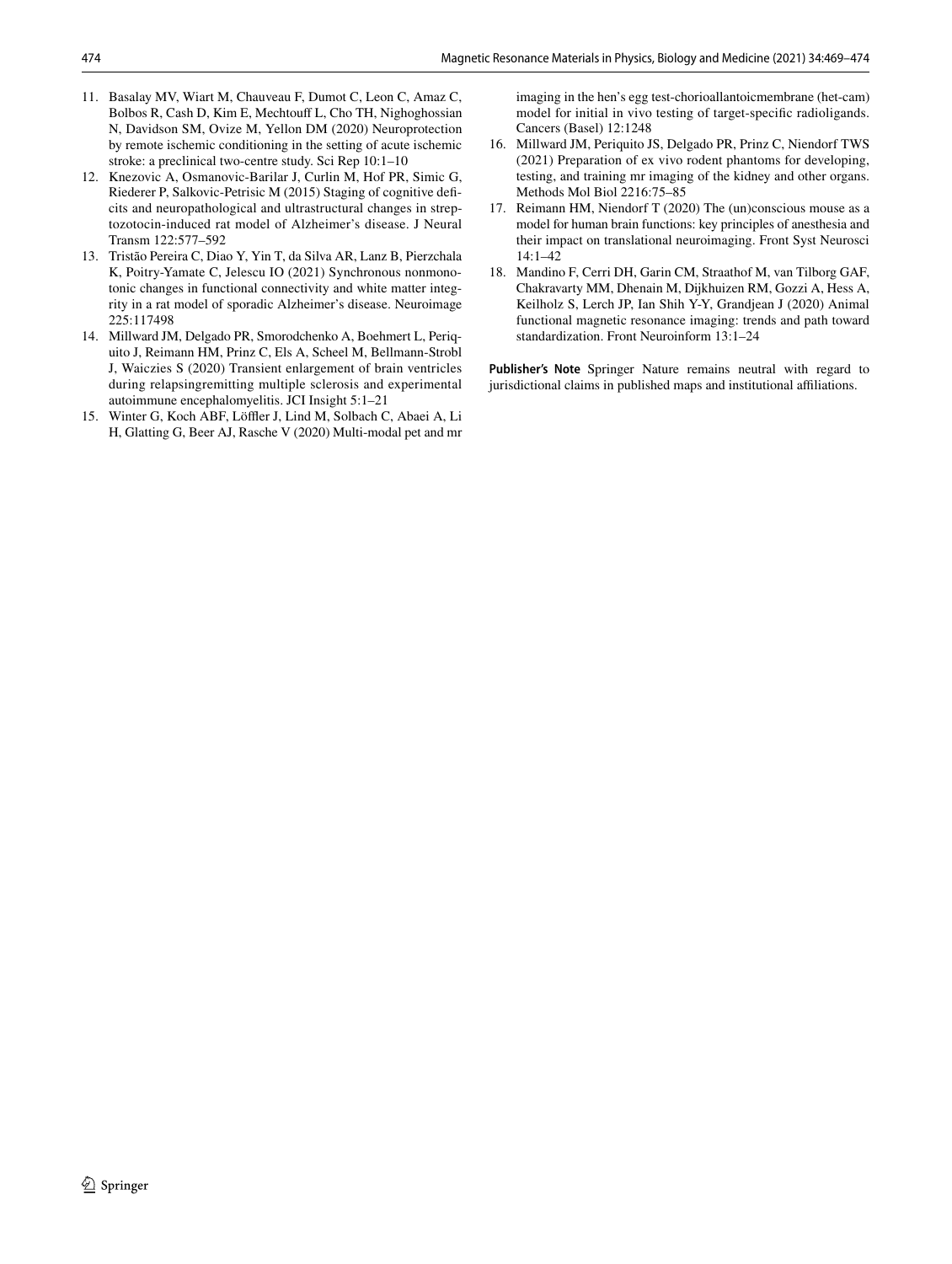11. Basalay MV, Wiart M, Chauveau F, Dumot C, Leon C, Amaz C, Bolbos R, Cash D, Kim E, Mechtouff L, Cho TH, Nighoghossian N, Davidson SM, Ovize M, Yellon DM (2020) Neuroprotection by remote ischemic conditioning in the setting of acute ischemic stroke: a preclinical two-centre study. Sci Rep 10:1–10
12. Knezovic A, Osmanovic-Barilar J, Curlin M, Hof PR, Simic G, Riederer P, Salkovic-Petrisic M (2015) Staging of cognitive deficits and neuropathological and ultrastructural changes in streptozotocin-induced rat model of Alzheimer's disease. J Neural Transm 122:577–592
13. Tristão Pereira C, Diao Y, Yin T, da Silva AR, Lanz B, Pierzchala K, Poitry-Yamate C, Jelescu IO (2021) Synchronous nonmonotonic changes in functional connectivity and white matter integrity in a rat model of sporadic Alzheimer's disease. Neuroimage 225:117498
14. Millward JM, Delgado PR, Smorodchenko A, Boehmert L, Periquito J, Reimann HM, Prinz C, Els A, Scheel M, Bellmann-Strobl J, Waiczies S (2020) Transient enlargement of brain ventricles during relapsingremitting multiple sclerosis and experimental autoimmune encephalomyelitis. JCI Insight 5:1–21
15. Winter G, Koch ABF, Löffler J, Lind M, Solbach C, Abaei A, Li H, Glatting G, Beer AJ, Rasche V (2020) Multi-modal pet and mr imaging in the hen's egg test-chorioallantoicmembrane (het-cam) model for initial in vivo testing of target-specific radioligands. Cancers (Basel) 12:1248
16. Millward JM, Periquito JS, Delgado PR, Prinz C, Niendorf TWS (2021) Preparation of ex vivo rodent phantoms for developing, testing, and training mr imaging of the kidney and other organs. Methods Mol Biol 2216:75–85
17. Reimann HM, Niendorf T (2020) The (un)conscious mouse as a model for human brain functions: key principles of anesthesia and their impact on translational neuroimaging. Front Syst Neurosci 14:1–42
18. Mandino F, Cerri DH, Garin CM, Straathof M, van Tilborg GAF, Chakravarty MM, Dhenain M, Dijkhuizen RM, Gozzi A, Hess A, Keilholz S, Lerch JP, Ian Shih Y-Y, Grandjean J (2020) Animal functional magnetic resonance imaging: trends and path toward standardization. Front Neuroinform 13:1–24

**Publisher's Note** Springer Nature remains neutral with regard to jurisdictional claims in published maps and institutional affiliations.